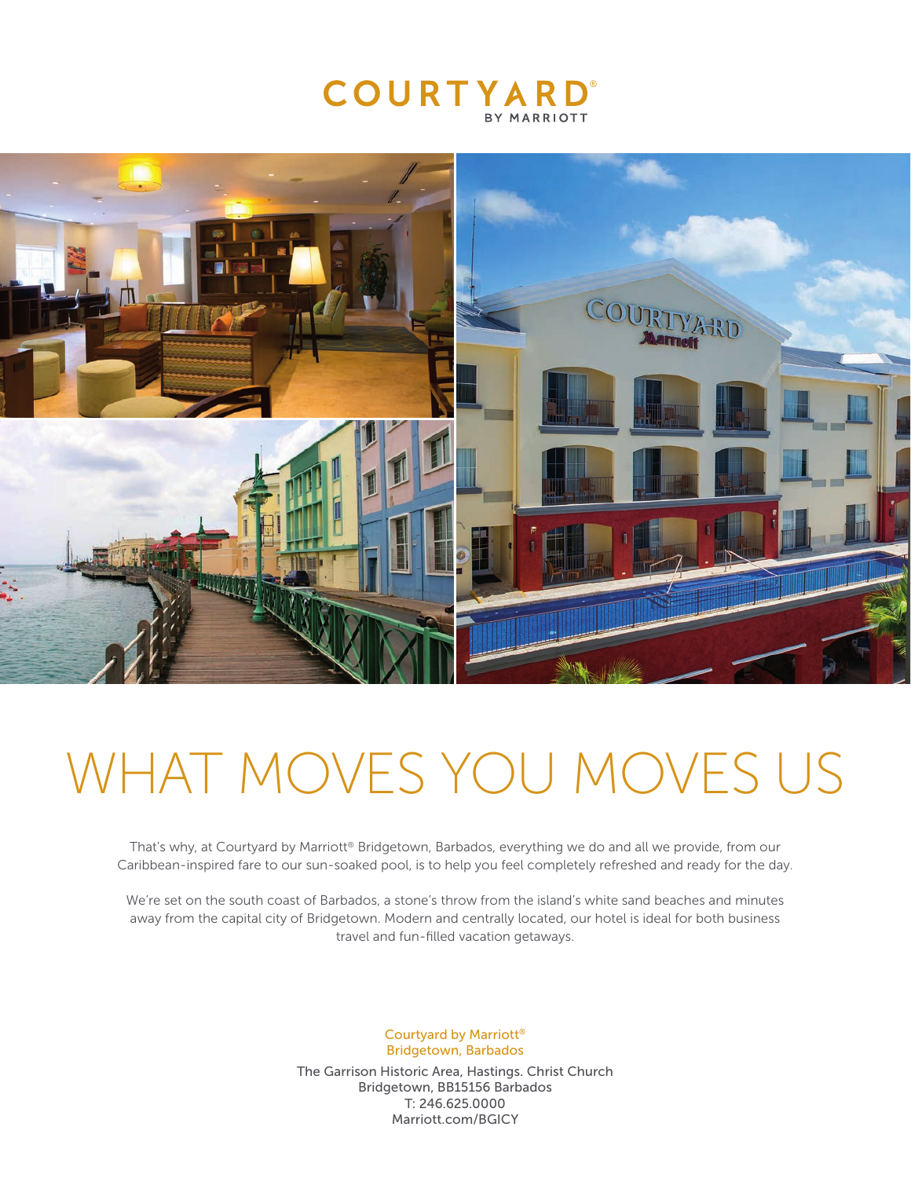# COURTYARD

BY MARRIOTT

# WHAT MOVES YOU MOVES US

That's why, at Courtyard by Marriott® Bridgetown, Barbados, everything we do and all we provide, from our Caribbean-inspired fare to our sun-soaked pool, is to help you feel completely refreshed and ready for the day.

We're set on the south coast of Barbados, a stone's throw from the island's white sand beaches and minutes away from the capital city of Bridgetown. Modern and centrally located, our hotel is ideal for both business travel and fun-filled vacation getaways.

Courtyard by Marriott®
Bridgetown, Barbados

The Garrison Historic Area, Hastings. Christ Church
Bridgetown, BB15156 Barbados
T: 246.625.0000
Marriott.com/BGICY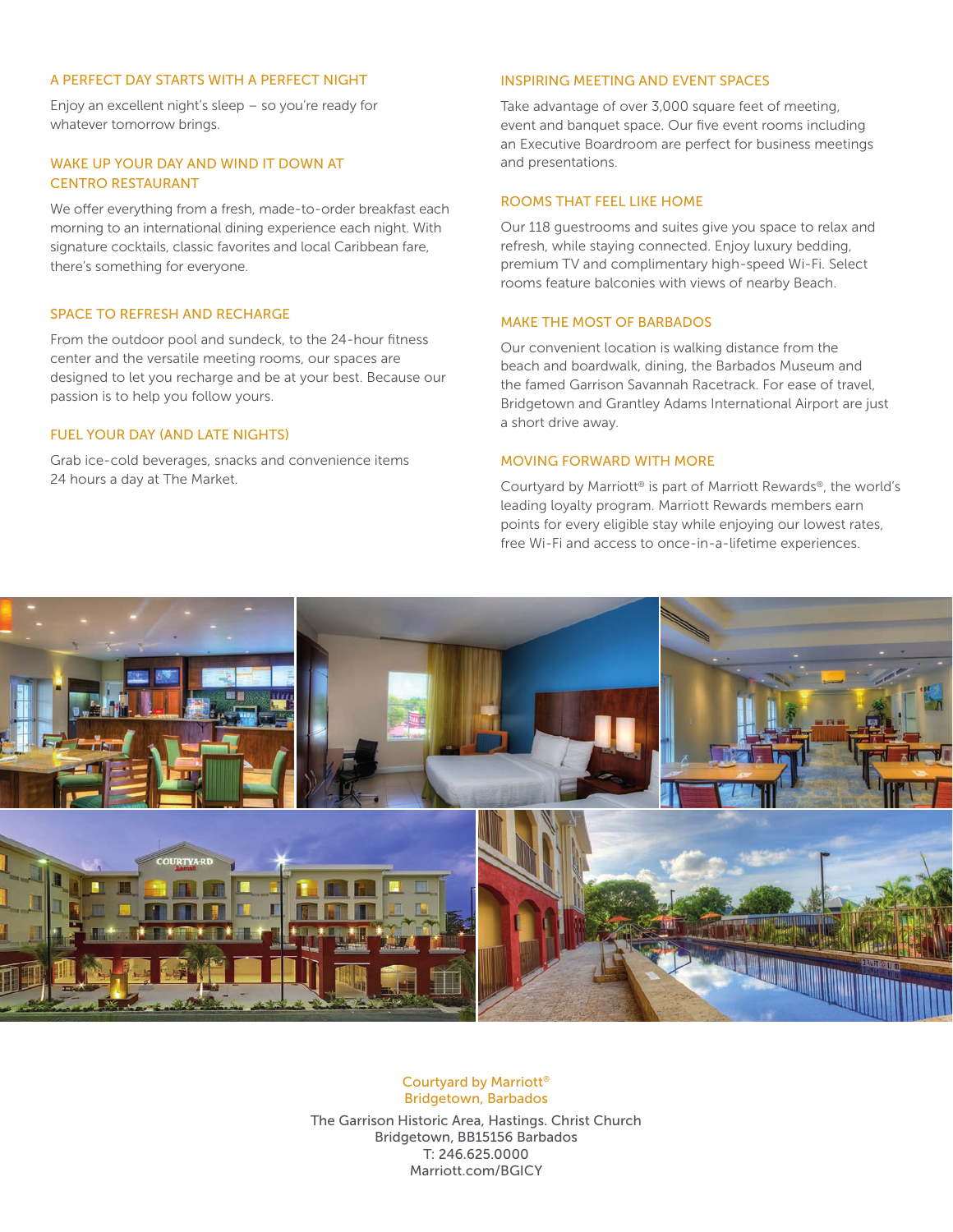## A PERFECT DAY STARTS WITH A PERFECT NIGHT

Enjoy an excellent night's sleep – so you're ready for whatever tomorrow brings.

## WAKE UP YOUR DAY AND WIND IT DOWN AT CENTRO RESTAURANT

We offer everything from a fresh, made-to-order breakfast each morning to an international dining experience each night. With signature cocktails, classic favorites and local Caribbean fare, there's something for everyone.

## SPACE TO REFRESH AND RECHARGE

From the outdoor pool and sundeck, to the 24-hour fitness center and the versatile meeting rooms, our spaces are designed to let you recharge and be at your best. Because our passion is to help you follow yours.

## FUEL YOUR DAY (AND LATE NIGHTS)

Grab ice-cold beverages, snacks and convenience items 24 hours a day at The Market.

## INSPIRING MEETING AND EVENT SPACES

Take advantage of over 3,000 square feet of meeting, event and banquet space. Our five event rooms including an Executive Boardroom are perfect for business meetings and presentations.

## ROOMS THAT FEEL LIKE HOME

Our 118 guestrooms and suites give you space to relax and refresh, while staying connected. Enjoy luxury bedding, premium TV and complimentary high-speed Wi-Fi. Select rooms feature balconies with views of nearby Beach.

## MAKE THE MOST OF BARBADOS

Our convenient location is walking distance from the beach and boardwalk, dining, the Barbados Museum and the famed Garrison Savannah Racetrack. For ease of travel, Bridgetown and Grantley Adams International Airport are just a short drive away.

## MOVING FORWARD WITH MORE

Courtyard by Marriott® is part of Marriott Rewards®, the world's leading loyalty program. Marriott Rewards members earn points for every eligible stay while enjoying our lowest rates, free Wi-Fi and access to once-in-a-lifetime experiences.

Courtyard by Marriott®
Bridgetown, Barbados

The Garrison Historic Area, Hastings. Christ Church
Bridgetown, BB15156 Barbados
T: 246.625.0000
Marriott.com/BGICY